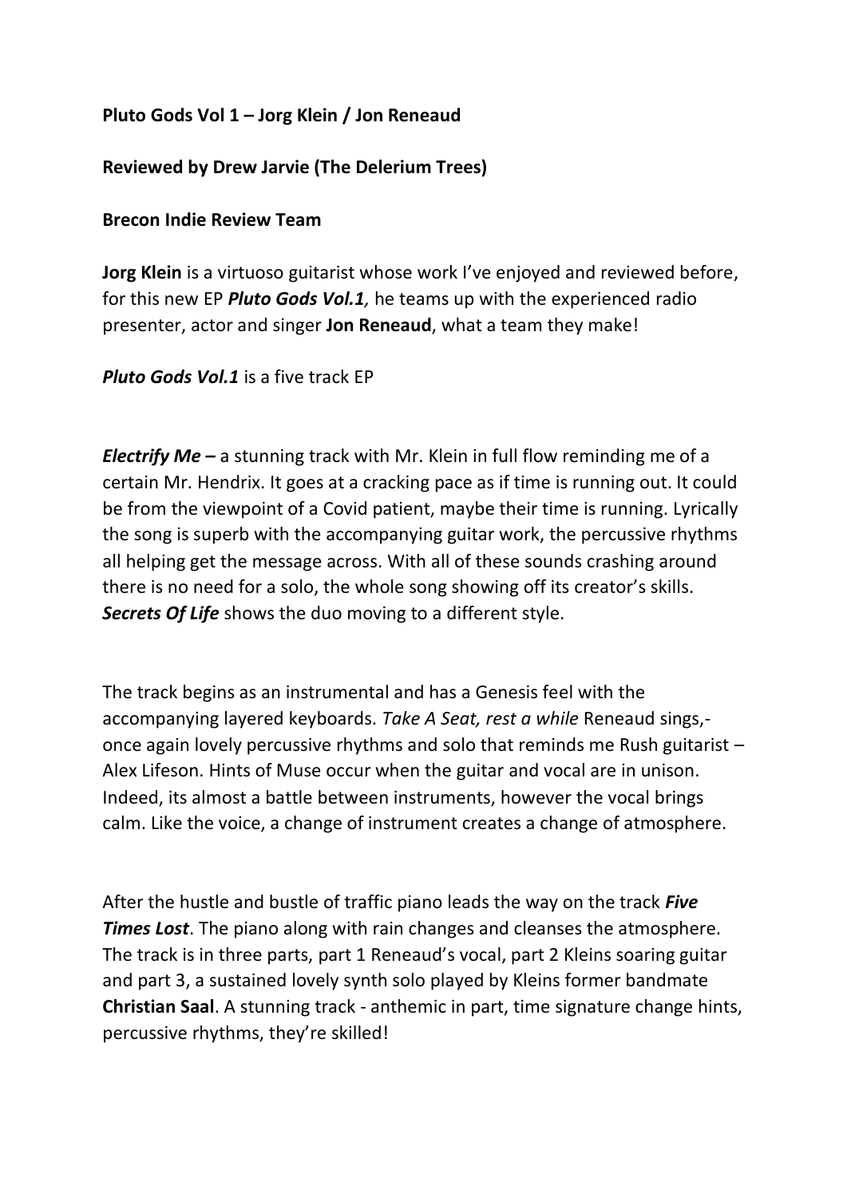**Pluto Gods Vol 1 – Jorg Klein / Jon Reneaud**

**Reviewed by Drew Jarvie (The Delerium Trees)**

**Brecon Indie Review Team**

**Jorg Klein** is a virtuoso guitarist whose work I've enjoyed and reviewed before, for this new EP ***Pluto Gods Vol.1****,* he teams up with the experienced radio presenter, actor and singer **Jon Reneaud**, what a team they make!

***Pluto Gods Vol.1*** is a five track EP

***Electrify Me* –** a stunning track with Mr. Klein in full flow reminding me of a certain Mr. Hendrix. It goes at a cracking pace as if time is running out. It could be from the viewpoint of a Covid patient, maybe their time is running. Lyrically the song is superb with the accompanying guitar work, the percussive rhythms all helping get the message across. With all of these sounds crashing around there is no need for a solo, the whole song showing off its creator's skills. ***Secrets Of Life*** shows the duo moving to a different style.

The track begins as an instrumental and has a Genesis feel with the accompanying layered keyboards. *Take A Seat, rest a while* Reneaud sings,- once again lovely percussive rhythms and solo that reminds me Rush guitarist – Alex Lifeson. Hints of Muse occur when the guitar and vocal are in unison. Indeed, its almost a battle between instruments, however the vocal brings calm. Like the voice, a change of instrument creates a change of atmosphere.

After the hustle and bustle of traffic piano leads the way on the track ***Five Times Lost***. The piano along with rain changes and cleanses the atmosphere. The track is in three parts, part 1 Reneaud's vocal, part 2 Kleins soaring guitar and part 3, a sustained lovely synth solo played by Kleins former bandmate **Christian Saal**. A stunning track - anthemic in part, time signature change hints, percussive rhythms, they're skilled!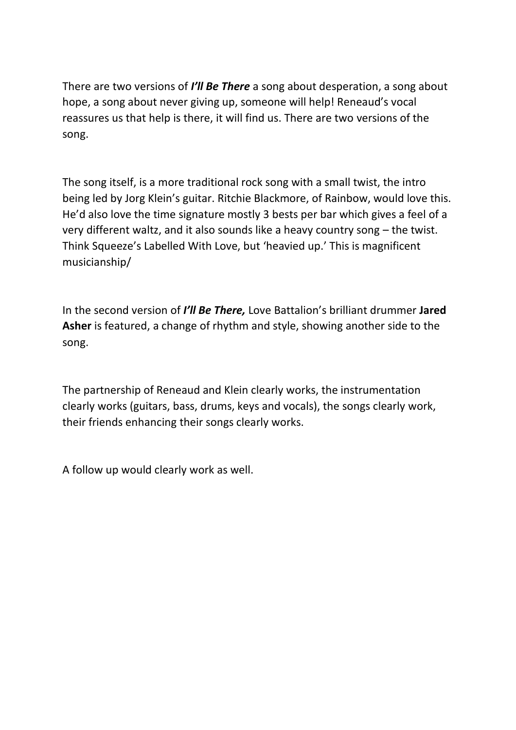There are two versions of ***I'll Be There*** a song about desperation, a song about hope, a song about never giving up, someone will help! Reneaud's vocal reassures us that help is there, it will find us. There are two versions of the song.

The song itself, is a more traditional rock song with a small twist, the intro being led by Jorg Klein's guitar. Ritchie Blackmore, of Rainbow, would love this. He'd also love the time signature mostly 3 bests per bar which gives a feel of a very different waltz, and it also sounds like a heavy country song – the twist. Think Squeeze's Labelled With Love, but 'heavied up.' This is magnificent musicianship/

In the second version of ***I'll Be There,*** Love Battalion's brilliant drummer **Jared Asher** is featured, a change of rhythm and style, showing another side to the song.

The partnership of Reneaud and Klein clearly works, the instrumentation clearly works (guitars, bass, drums, keys and vocals), the songs clearly work, their friends enhancing their songs clearly works.

A follow up would clearly work as well.